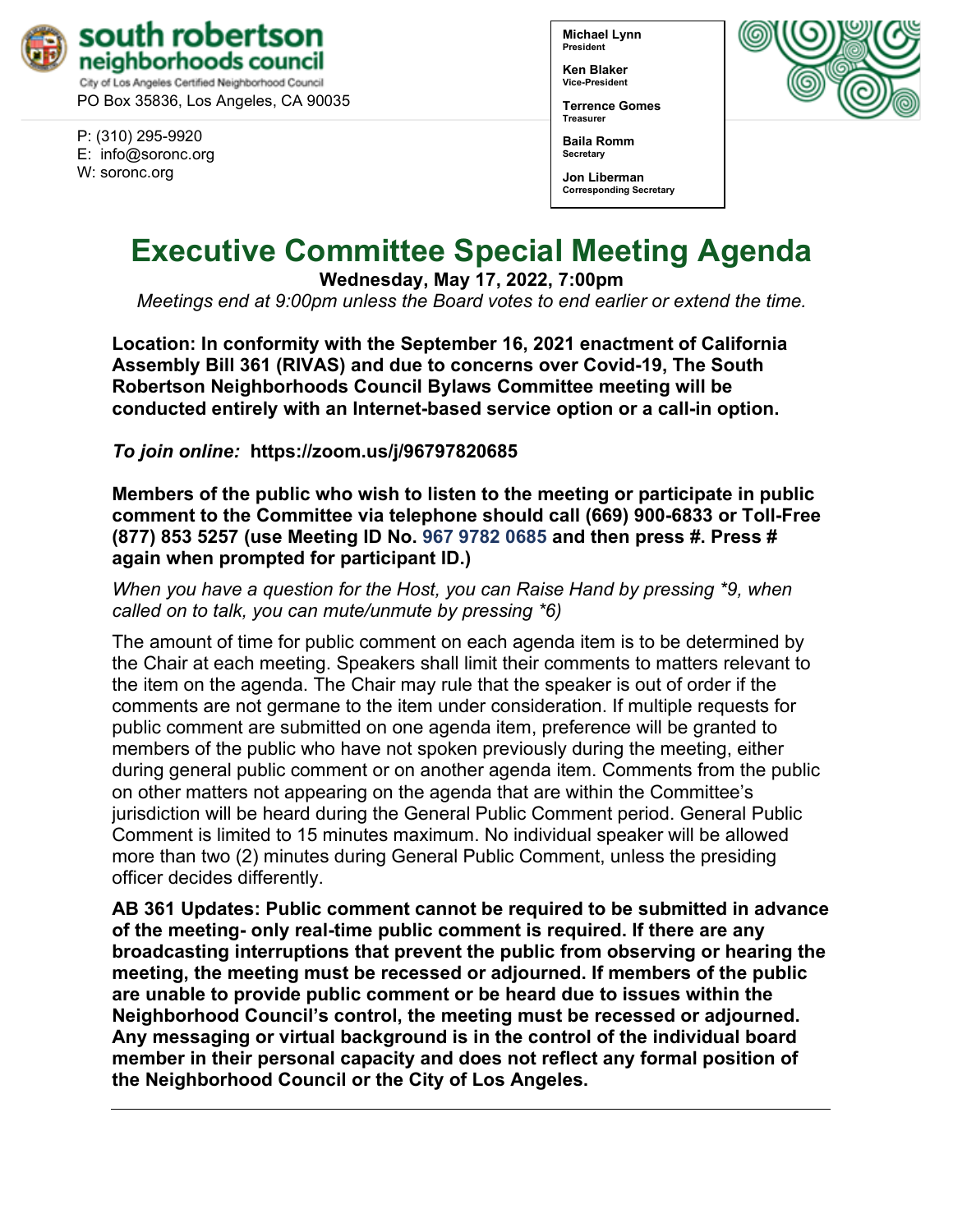**south robertson neighborhoods council**
City of Los Angeles Certified Neighborhood Council
PO Box 35836, Los Angeles, CA 90035

P: (310) 295-9920
E: info@soronc.org
W: soronc.org

**Michael Lynn**
President

**Ken Blaker**
Vice-President

**Terrence Gomes**
Treasurer

**Baila Romm**
Secretary

**Jon Liberman**
Corresponding Secretary

# Executive Committee Special Meeting Agenda

**Wednesday, May 17, 2022, 7:00pm**

*Meetings end at 9:00pm unless the Board votes to end earlier or extend the time.*

**Location: In conformity with the September 16, 2021 enactment of California Assembly Bill 361 (RIVAS) and due to concerns over Covid-19, The South Robertson Neighborhoods Council Bylaws Committee meeting will be conducted entirely with an Internet-based service option or a call-in option.**

***To join online:*** **https://zoom.us/j/96797820685**

**Members of the public who wish to listen to the meeting or participate in public comment to the Committee via telephone should call (669) 900-6833 or Toll-Free (877) 853 5257 (use Meeting ID No. 967 9782 0685 and then press #. Press # again when prompted for participant ID.)**

*When you have a question for the Host, you can Raise Hand by pressing \*9, when called on to talk, you can mute/unmute by pressing \*6)*

The amount of time for public comment on each agenda item is to be determined by the Chair at each meeting. Speakers shall limit their comments to matters relevant to the item on the agenda. The Chair may rule that the speaker is out of order if the comments are not germane to the item under consideration. If multiple requests for public comment are submitted on one agenda item, preference will be granted to members of the public who have not spoken previously during the meeting, either during general public comment or on another agenda item. Comments from the public on other matters not appearing on the agenda that are within the Committee's jurisdiction will be heard during the General Public Comment period. General Public Comment is limited to 15 minutes maximum. No individual speaker will be allowed more than two (2) minutes during General Public Comment, unless the presiding officer decides differently.

**AB 361 Updates: Public comment cannot be required to be submitted in advance of the meeting- only real-time public comment is required. If there are any broadcasting interruptions that prevent the public from observing or hearing the meeting, the meeting must be recessed or adjourned. If members of the public are unable to provide public comment or be heard due to issues within the Neighborhood Council's control, the meeting must be recessed or adjourned. Any messaging or virtual background is in the control of the individual board member in their personal capacity and does not reflect any formal position of the Neighborhood Council or the City of Los Angeles.**

---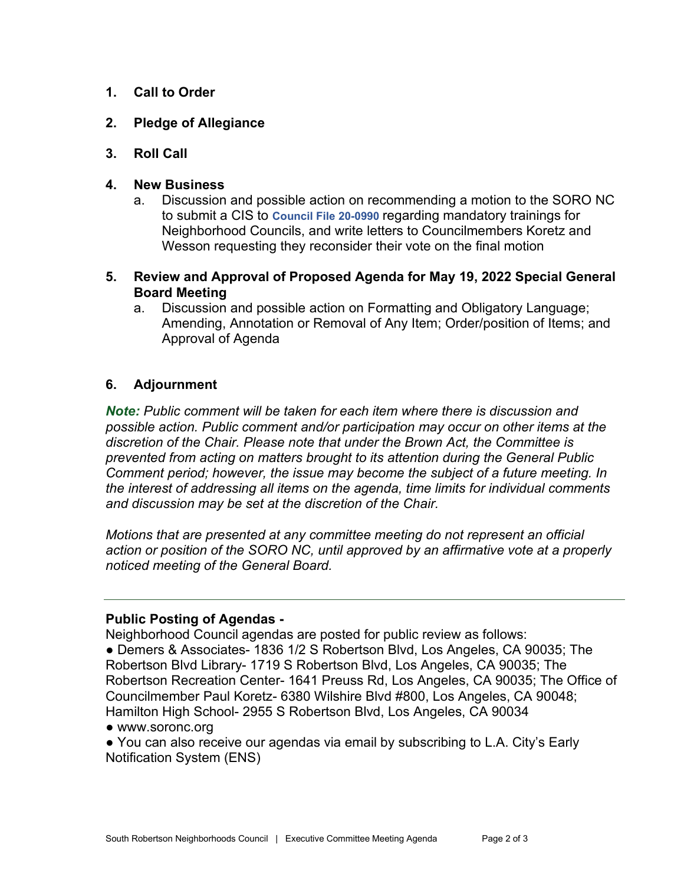1. **Call to Order**

2. **Pledge of Allegiance**

3. **Roll Call**

4. **New Business**
   a. Discussion and possible action on recommending a motion to the SORO NC to submit a CIS to **Council File 20-0990** regarding mandatory trainings for Neighborhood Councils, and write letters to Councilmembers Koretz and Wesson requesting they reconsider their vote on the final motion

5. **Review and Approval of Proposed Agenda for May 19, 2022 Special General Board Meeting**
   a. Discussion and possible action on Formatting and Obligatory Language; Amending, Annotation or Removal of Any Item; Order/position of Items; and Approval of Agenda

6. **Adjournment**

***Note:*** *Public comment will be taken for each item where there is discussion and possible action. Public comment and/or participation may occur on other items at the discretion of the Chair. Please note that under the Brown Act, the Committee is prevented from acting on matters brought to its attention during the General Public Comment period; however, the issue may become the subject of a future meeting. In the interest of addressing all items on the agenda, time limits for individual comments and discussion may be set at the discretion of the Chair.*

*Motions that are presented at any committee meeting do not represent an official action or position of the SORO NC, until approved by an affirmative vote at a properly noticed meeting of the General Board.*

---

**Public Posting of Agendas -**

Neighborhood Council agendas are posted for public review as follows:

● Demers & Associates- 1836 1/2 S Robertson Blvd, Los Angeles, CA 90035; The Robertson Blvd Library- 1719 S Robertson Blvd, Los Angeles, CA 90035; The Robertson Recreation Center- 1641 Preuss Rd, Los Angeles, CA 90035; The Office of Councilmember Paul Koretz- 6380 Wilshire Blvd #800, Los Angeles, CA 90048; Hamilton High School- 2955 S Robertson Blvd, Los Angeles, CA 90034

● www.soronc.org

● You can also receive our agendas via email by subscribing to L.A. City's Early Notification System (ENS)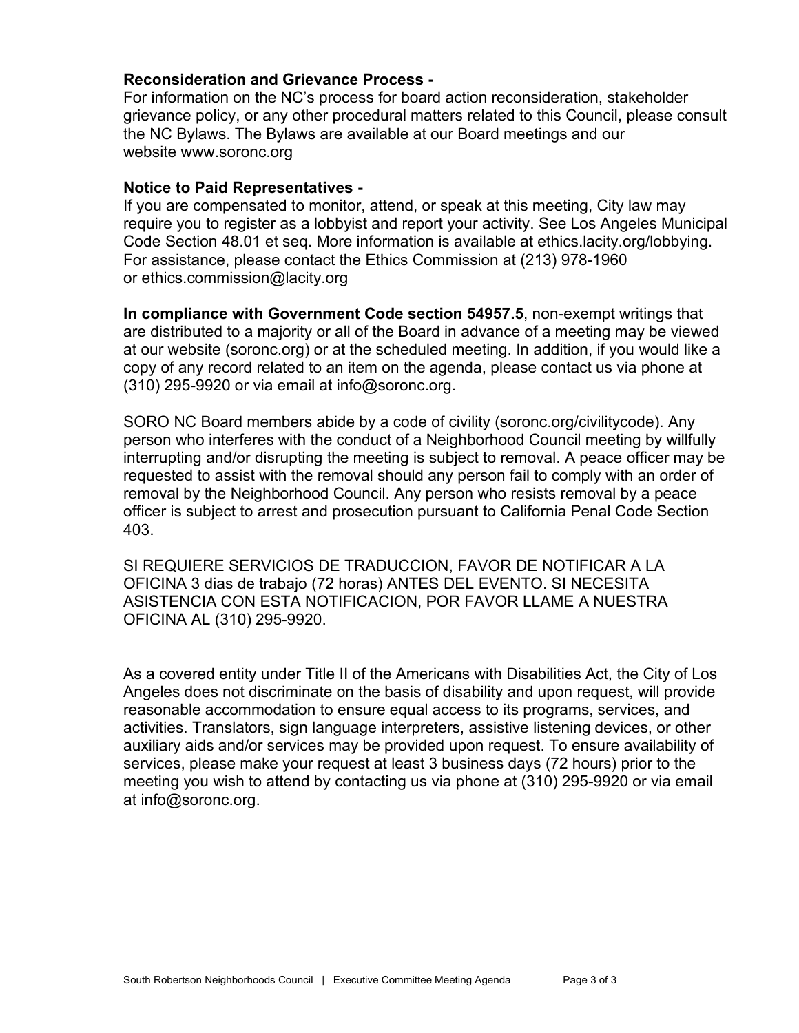**Reconsideration and Grievance Process -**
For information on the NC's process for board action reconsideration, stakeholder grievance policy, or any other procedural matters related to this Council, please consult the NC Bylaws. The Bylaws are available at our Board meetings and our website www.soronc.org

**Notice to Paid Representatives -**
If you are compensated to monitor, attend, or speak at this meeting, City law may require you to register as a lobbyist and report your activity. See Los Angeles Municipal Code Section 48.01 et seq. More information is available at ethics.lacity.org/lobbying. For assistance, please contact the Ethics Commission at (213) 978-1960 or ethics.commission@lacity.org

**In compliance with Government Code section 54957.5**, non-exempt writings that are distributed to a majority or all of the Board in advance of a meeting may be viewed at our website (soronc.org) or at the scheduled meeting. In addition, if you would like a copy of any record related to an item on the agenda, please contact us via phone at (310) 295-9920 or via email at info@soronc.org.

SORO NC Board members abide by a code of civility (soronc.org/civilitycode). Any person who interferes with the conduct of a Neighborhood Council meeting by willfully interrupting and/or disrupting the meeting is subject to removal. A peace officer may be requested to assist with the removal should any person fail to comply with an order of removal by the Neighborhood Council. Any person who resists removal by a peace officer is subject to arrest and prosecution pursuant to California Penal Code Section 403.

SI REQUIERE SERVICIOS DE TRADUCCION, FAVOR DE NOTIFICAR A LA OFICINA 3 dias de trabajo (72 horas) ANTES DEL EVENTO. SI NECESITA ASISTENCIA CON ESTA NOTIFICACION, POR FAVOR LLAME A NUESTRA OFICINA AL (310) 295-9920.

As a covered entity under Title II of the Americans with Disabilities Act, the City of Los Angeles does not discriminate on the basis of disability and upon request, will provide reasonable accommodation to ensure equal access to its programs, services, and activities. Translators, sign language interpreters, assistive listening devices, or other auxiliary aids and/or services may be provided upon request. To ensure availability of services, please make your request at least 3 business days (72 hours) prior to the meeting you wish to attend by contacting us via phone at (310) 295-9920 or via email at info@soronc.org.